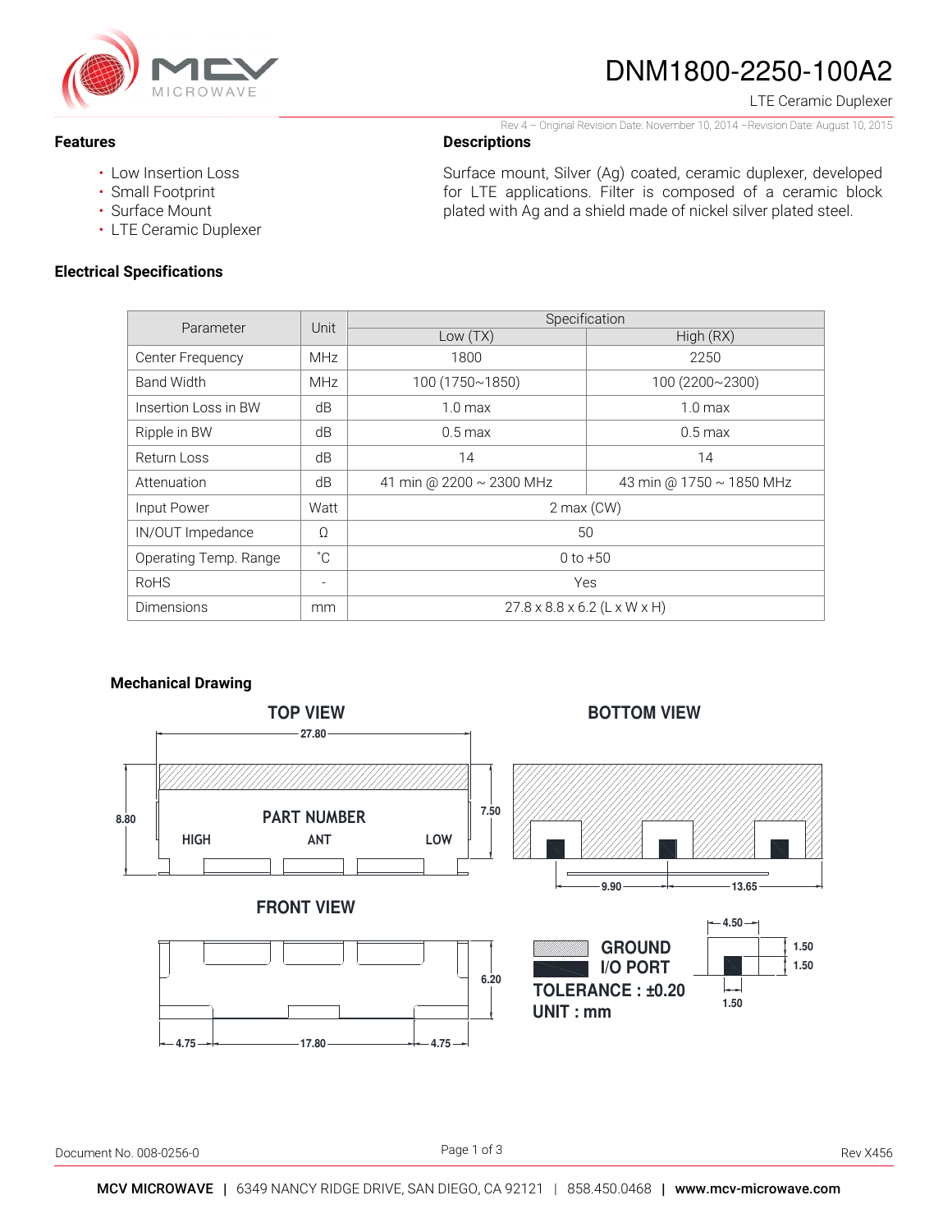# DNM1800-2250-100A2

LTE Ceramic Duplexer

Rev 4 – Original Revision Date: November 10, 2014 –Revision Date: August 10, 2015

## Features

- Low Insertion Loss
- Small Footprint
- Surface Mount
- LTE Ceramic Duplexer

## Descriptions

Surface mount, Silver (Ag) coated, ceramic duplexer, developed for LTE applications. Filter is composed of a ceramic block plated with Ag and a shield made of nickel silver plated steel.

## Electrical Specifications

| Parameter | Unit | Specification | |
|---|---|---|---|
| | | Low (TX) | High (RX) |
| Center Frequency | MHz | 1800 | 2250 |
| Band Width | MHz | 100 (1750~1850) | 100 (2200~2300) |
| Insertion Loss in BW | dB | 1.0 max | 1.0 max |
| Ripple in BW | dB | 0.5 max | 0.5 max |
| Return Loss | dB | 14 | 14 |
| Attenuation | dB | 41 min @ 2200 ~ 2300 MHz | 43 min @ 1750 ~ 1850 MHz |
| Input Power | Watt | 2 max (CW) | |
| IN/OUT Impedance | Ω | 50 | |
| Operating Temp. Range | ˚C | 0 to +50 | |
| RoHS | - | Yes | |
| Dimensions | mm | 27.8 x 8.8 x 6.2 (L x W x H) | |

## Mechanical Drawing

**TOP VIEW**

27.80, 8.80, 7.50 — PART NUMBER — HIGH, ANT, LOW

**BOTTOM VIEW**

9.90, 13.65

**FRONT VIEW**

6.20, 4.75, 17.80, 4.75

GROUND
I/O PORT
TOLERANCE : ±0.20
UNIT : mm

4.50, 1.50, 1.50, 1.50

Document No. 008-0256-0

Rev X456

MCV MICROWAVE | 6349 NANCY RIDGE DRIVE, SAN DIEGO, CA 92121 | 858.450.0468 | www.mcv-microwave.com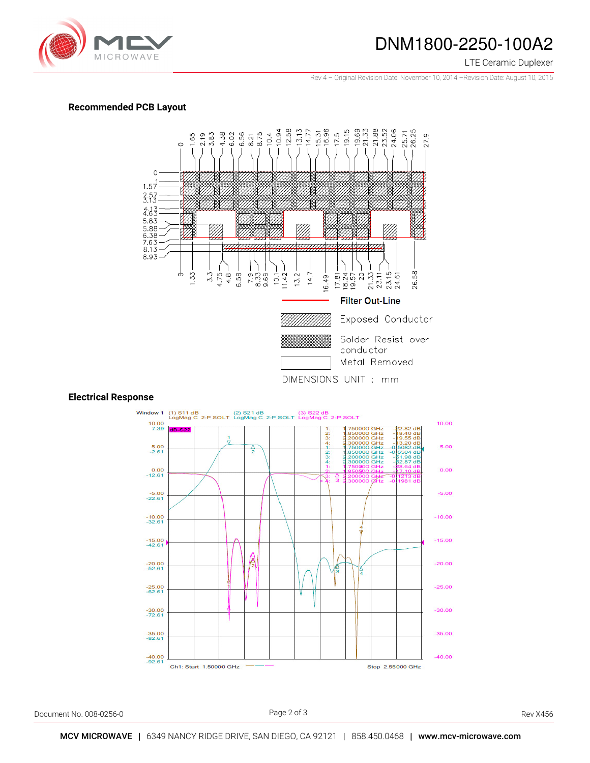## Recommended PCB Layout

Filter Out-Line

Exposed Conductor

Solder Resist over conductor

Metal Removed

DIMENSIONS UNIT : mm

## Electrical Response

Document No. 008-0256-0

Rev X456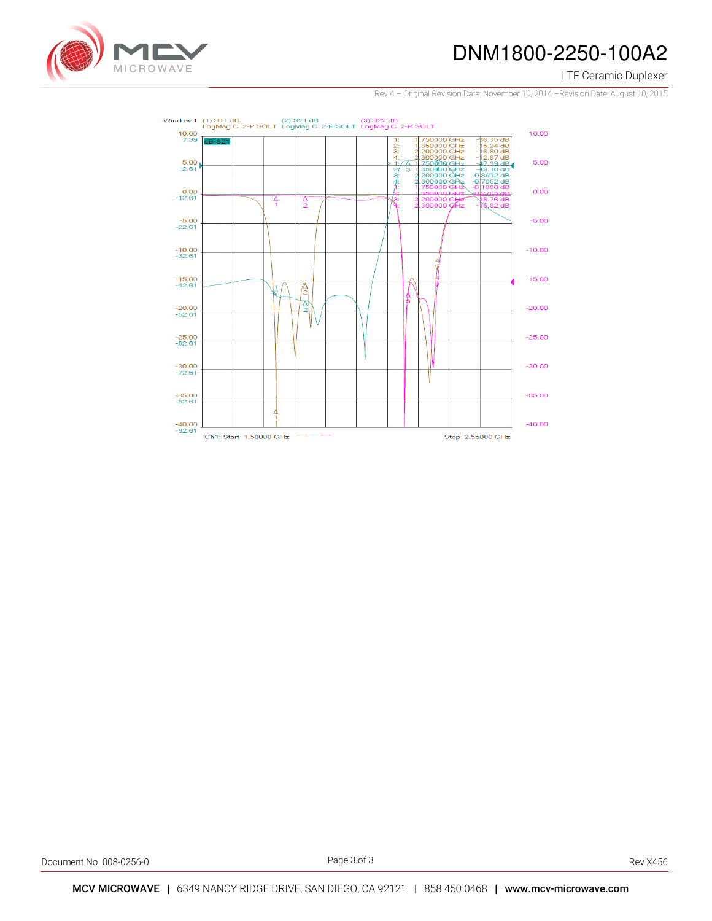# DNM1800-2250-100A2

LTE Ceramic Duplexer

Rev 4 – Original Revision Date: November 10, 2014 –Revision Date: August 10, 2015

Window 1 (1) S11 dB LogMag C 2-P SOLT (2) S21 dB LogMag C 2-P SOLT (3) S22 dB LogMag C 2-P SOLT

dB-S21

1: 1.750000 GHz -36.75 dB
2: 1.850000 GHz -15.24 dB
3: 2.200000 GHz -16.80 dB
4: 2.300000 GHz -12.87 dB
> 1: 1.750000 GHz -47.39 dB
2: 1.850000 GHz -49.10 dB
3: 2.200000 GHz -0.8912 dB
4: 2.300000 GHz -0.7052 dB
1: 1.750000 GHz -0.1380 dB
2: 1.850000 GHz -0.2705 dB
3: 2.200000 GHz -16.76 dB
4: 2.300000 GHz -15.82 dB

10.00 / 7.39
5.00 / -2.61
0.00 / -12.61
-5.00 / -22.61
-10.00 / -32.61
-15.00 / -42.61
-20.00 / -52.61
-25.00 / -62.61
-30.00 / -72.61
-35.00 / -82.61
-40.00 / -92.61

10.00
5.00
0.00
-5.00
-10.00
-15.00
-20.00
-25.00
-30.00
-35.00
-40.00

Ch1: Start 1.50000 GHz

Stop 2.55000 GHz

Document No. 008-0256-0

Rev X456

**MCV MICROWAVE** | 6349 NANCY RIDGE DRIVE, SAN DIEGO, CA 92121 | 858.450.0468 | **www.mcv-microwave.com**